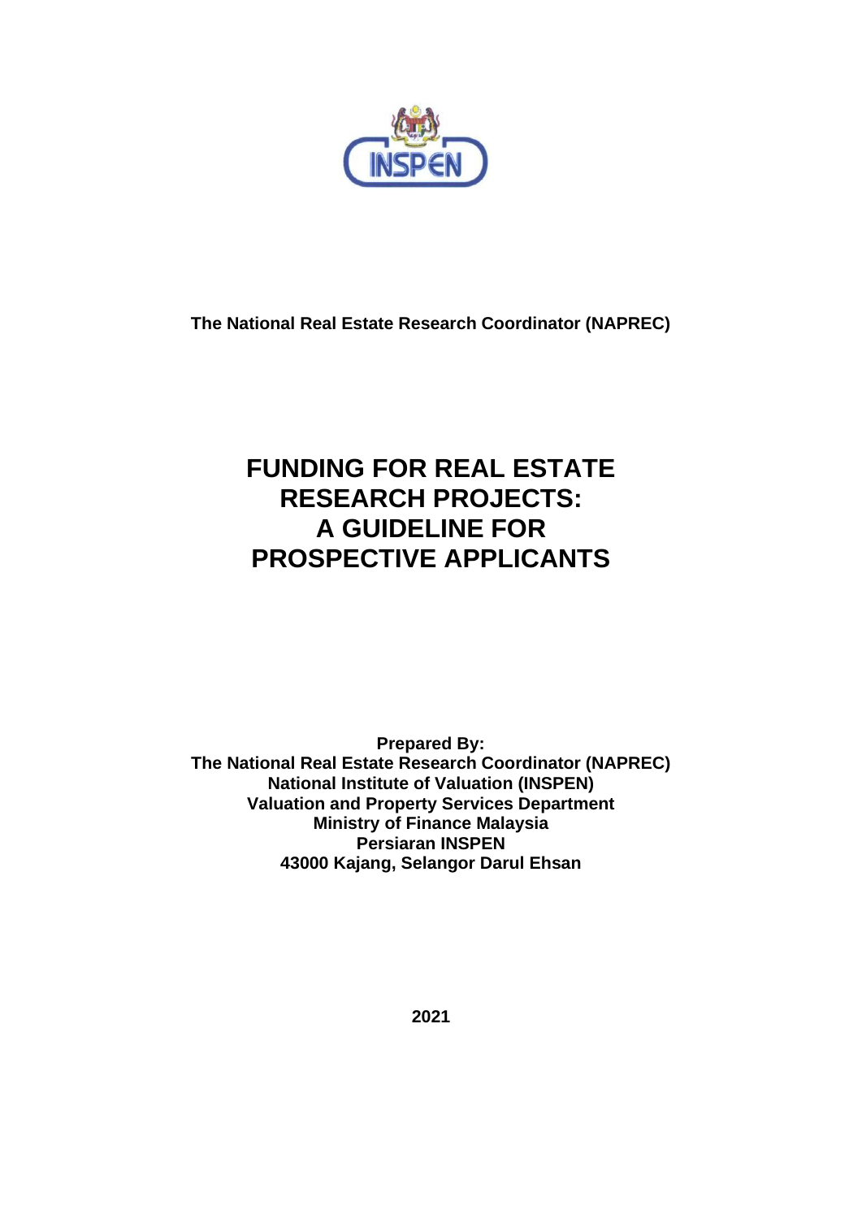**The National Real Estate Research Coordinator (NAPREC)**

# FUNDING FOR REAL ESTATE RESEARCH PROJECTS: A GUIDELINE FOR PROSPECTIVE APPLICANTS

**Prepared By:**
**The National Real Estate Research Coordinator (NAPREC)**
**National Institute of Valuation (INSPEN)**
**Valuation and Property Services Department**
**Ministry of Finance Malaysia**
**Persiaran INSPEN**
**43000 Kajang, Selangor Darul Ehsan**

**2021**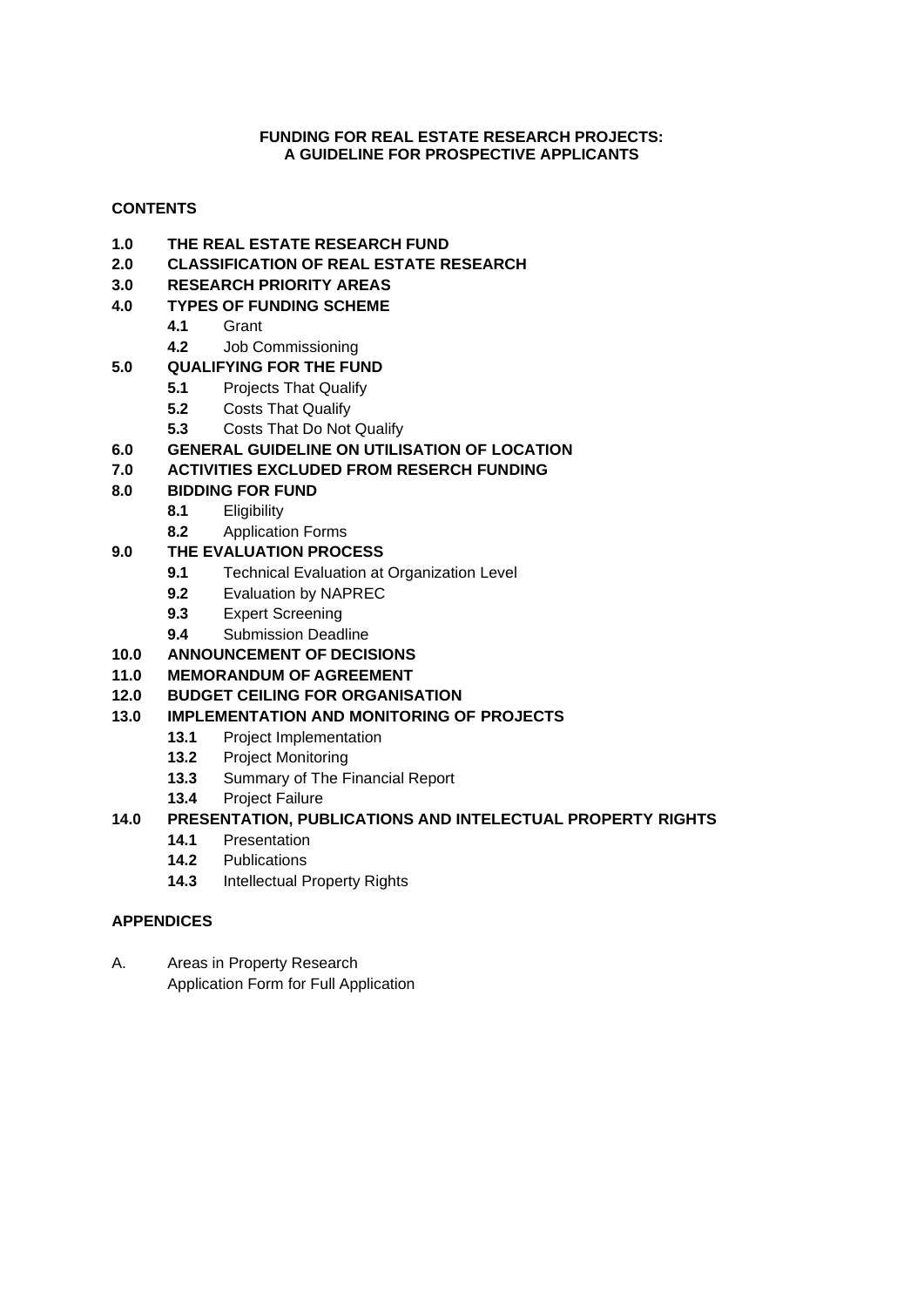**FUNDING FOR REAL ESTATE RESEARCH PROJECTS:**
**A GUIDELINE FOR PROSPECTIVE APPLICANTS**

**CONTENTS**

- **1.0 THE REAL ESTATE RESEARCH FUND**
- **2.0 CLASSIFICATION OF REAL ESTATE RESEARCH**
- **3.0 RESEARCH PRIORITY AREAS**
- **4.0 TYPES OF FUNDING SCHEME**
  - **4.1** Grant
  - **4.2** Job Commissioning
- **5.0 QUALIFYING FOR THE FUND**
  - **5.1** Projects That Qualify
  - **5.2** Costs That Qualify
  - **5.3** Costs That Do Not Qualify
- **6.0 GENERAL GUIDELINE ON UTILISATION OF LOCATION**
- **7.0 ACTIVITIES EXCLUDED FROM RESERCH FUNDING**
- **8.0 BIDDING FOR FUND**
  - **8.1** Eligibility
  - **8.2** Application Forms
- **9.0 THE EVALUATION PROCESS**
  - **9.1** Technical Evaluation at Organization Level
  - **9.2** Evaluation by NAPREC
  - **9.3** Expert Screening
  - **9.4** Submission Deadline
- **10.0 ANNOUNCEMENT OF DECISIONS**
- **11.0 MEMORANDUM OF AGREEMENT**
- **12.0 BUDGET CEILING FOR ORGANISATION**
- **13.0 IMPLEMENTATION AND MONITORING OF PROJECTS**
  - **13.1** Project Implementation
  - **13.2** Project Monitoring
  - **13.3** Summary of The Financial Report
  - **13.4** Project Failure
- **14.0 PRESENTATION, PUBLICATIONS AND INTELECTUAL PROPERTY RIGHTS**
  - **14.1** Presentation
  - **14.2** Publications
  - **14.3** Intellectual Property Rights

**APPENDICES**

A. Areas in Property Research
Application Form for Full Application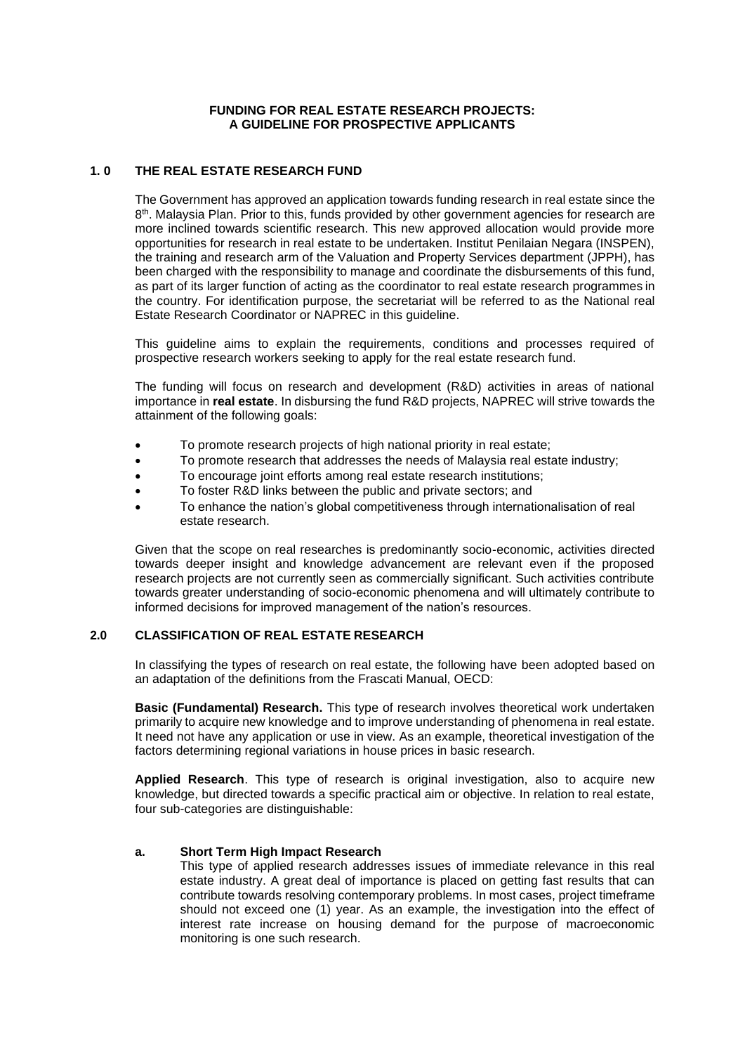**FUNDING FOR REAL ESTATE RESEARCH PROJECTS:**
**A GUIDELINE FOR PROSPECTIVE APPLICANTS**

## 1. 0 THE REAL ESTATE RESEARCH FUND

The Government has approved an application towards funding research in real estate since the 8th. Malaysia Plan. Prior to this, funds provided by other government agencies for research are more inclined towards scientific research. This new approved allocation would provide more opportunities for research in real estate to be undertaken. Institut Penilaian Negara (INSPEN), the training and research arm of the Valuation and Property Services department (JPPH), has been charged with the responsibility to manage and coordinate the disbursements of this fund, as part of its larger function of acting as the coordinator to real estate research programmes in the country. For identification purpose, the secretariat will be referred to as the National real Estate Research Coordinator or NAPREC in this guideline.

This guideline aims to explain the requirements, conditions and processes required of prospective research workers seeking to apply for the real estate research fund.

The funding will focus on research and development (R&D) activities in areas of national importance in **real estate**. In disbursing the fund R&D projects, NAPREC will strive towards the attainment of the following goals:

- To promote research projects of high national priority in real estate;
- To promote research that addresses the needs of Malaysia real estate industry;
- To encourage joint efforts among real estate research institutions;
- To foster R&D links between the public and private sectors; and
- To enhance the nation's global competitiveness through internationalisation of real estate research.

Given that the scope on real researches is predominantly socio-economic, activities directed towards deeper insight and knowledge advancement are relevant even if the proposed research projects are not currently seen as commercially significant. Such activities contribute towards greater understanding of socio-economic phenomena and will ultimately contribute to informed decisions for improved management of the nation's resources.

## 2.0 CLASSIFICATION OF REAL ESTATE RESEARCH

In classifying the types of research on real estate, the following have been adopted based on an adaptation of the definitions from the Frascati Manual, OECD:

**Basic (Fundamental) Research.** This type of research involves theoretical work undertaken primarily to acquire new knowledge and to improve understanding of phenomena in real estate. It need not have any application or use in view. As an example, theoretical investigation of the factors determining regional variations in house prices in basic research.

**Applied Research**. This type of research is original investigation, also to acquire new knowledge, but directed towards a specific practical aim or objective. In relation to real estate, four sub-categories are distinguishable:

**a. Short Term High Impact Research**

This type of applied research addresses issues of immediate relevance in this real estate industry. A great deal of importance is placed on getting fast results that can contribute towards resolving contemporary problems. In most cases, project timeframe should not exceed one (1) year. As an example, the investigation into the effect of interest rate increase on housing demand for the purpose of macroeconomic monitoring is one such research.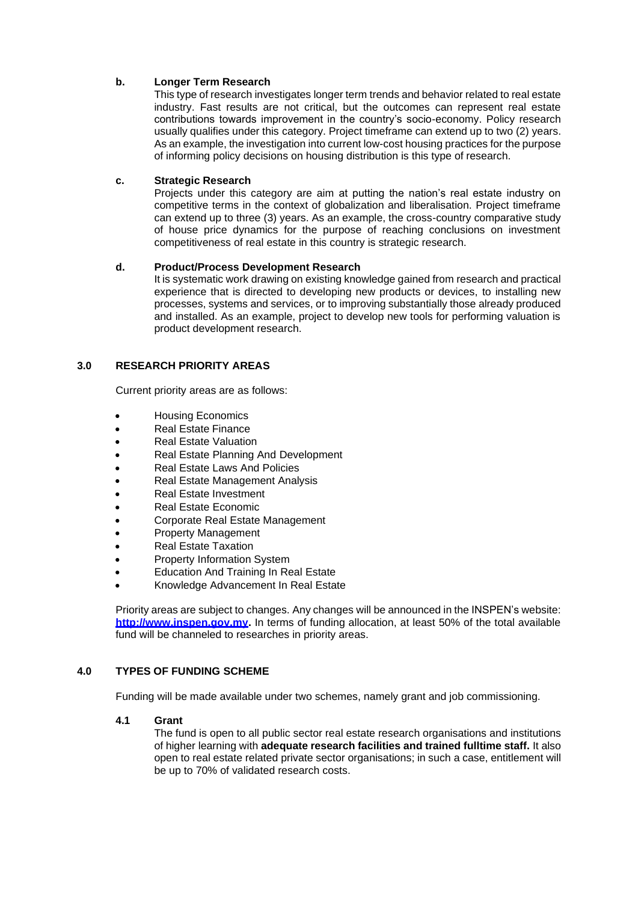**b. Longer Term Research**

This type of research investigates longer term trends and behavior related to real estate industry. Fast results are not critical, but the outcomes can represent real estate contributions towards improvement in the country's socio-economy. Policy research usually qualifies under this category. Project timeframe can extend up to two (2) years. As an example, the investigation into current low-cost housing practices for the purpose of informing policy decisions on housing distribution is this type of research.

**c. Strategic Research**

Projects under this category are aim at putting the nation's real estate industry on competitive terms in the context of globalization and liberalisation. Project timeframe can extend up to three (3) years. As an example, the cross-country comparative study of house price dynamics for the purpose of reaching conclusions on investment competitiveness of real estate in this country is strategic research.

**d. Product/Process Development Research**

It is systematic work drawing on existing knowledge gained from research and practical experience that is directed to developing new products or devices, to installing new processes, systems and services, or to improving substantially those already produced and installed. As an example, project to develop new tools for performing valuation is product development research.

## 3.0 RESEARCH PRIORITY AREAS

Current priority areas are as follows:

- Housing Economics
- Real Estate Finance
- Real Estate Valuation
- Real Estate Planning And Development
- Real Estate Laws And Policies
- Real Estate Management Analysis
- Real Estate Investment
- Real Estate Economic
- Corporate Real Estate Management
- Property Management
- Real Estate Taxation
- Property Information System
- Education And Training In Real Estate
- Knowledge Advancement In Real Estate

Priority areas are subject to changes. Any changes will be announced in the INSPEN's website: **http://www.inspen.gov.my.** In terms of funding allocation, at least 50% of the total available fund will be channeled to researches in priority areas.

## 4.0 TYPES OF FUNDING SCHEME

Funding will be made available under two schemes, namely grant and job commissioning.

### 4.1 Grant

The fund is open to all public sector real estate research organisations and institutions of higher learning with **adequate research facilities and trained fulltime staff.** It also open to real estate related private sector organisations; in such a case, entitlement will be up to 70% of validated research costs.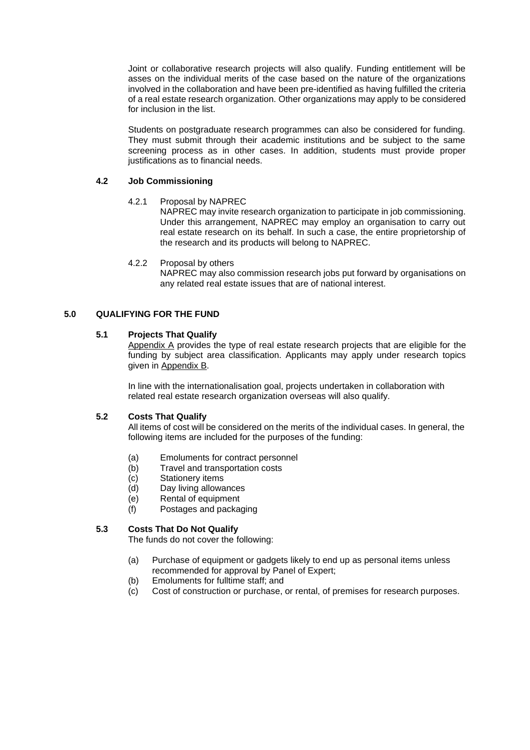Joint or collaborative research projects will also qualify. Funding entitlement will be asses on the individual merits of the case based on the nature of the organizations involved in the collaboration and have been pre-identified as having fulfilled the criteria of a real estate research organization. Other organizations may apply to be considered for inclusion in the list.

Students on postgraduate research programmes can also be considered for funding. They must submit through their academic institutions and be subject to the same screening process as in other cases. In addition, students must provide proper justifications as to financial needs.

### 4.2 Job Commissioning

4.2.1 Proposal by NAPREC

NAPREC may invite research organization to participate in job commissioning. Under this arrangement, NAPREC may employ an organisation to carry out real estate research on its behalf. In such a case, the entire proprietorship of the research and its products will belong to NAPREC.

4.2.2 Proposal by others

NAPREC may also commission research jobs put forward by organisations on any related real estate issues that are of national interest.

## 5.0 QUALIFYING FOR THE FUND

### 5.1 Projects That Qualify

Appendix A provides the type of real estate research projects that are eligible for the funding by subject area classification. Applicants may apply under research topics given in Appendix B.

In line with the internationalisation goal, projects undertaken in collaboration with related real estate research organization overseas will also qualify.

### 5.2 Costs That Qualify

All items of cost will be considered on the merits of the individual cases. In general, the following items are included for the purposes of the funding:

(a) Emoluments for contract personnel
(b) Travel and transportation costs
(c) Stationery items
(d) Day living allowances
(e) Rental of equipment
(f) Postages and packaging

### 5.3 Costs That Do Not Qualify

The funds do not cover the following:

(a) Purchase of equipment or gadgets likely to end up as personal items unless recommended for approval by Panel of Expert;
(b) Emoluments for fulltime staff; and
(c) Cost of construction or purchase, or rental, of premises for research purposes.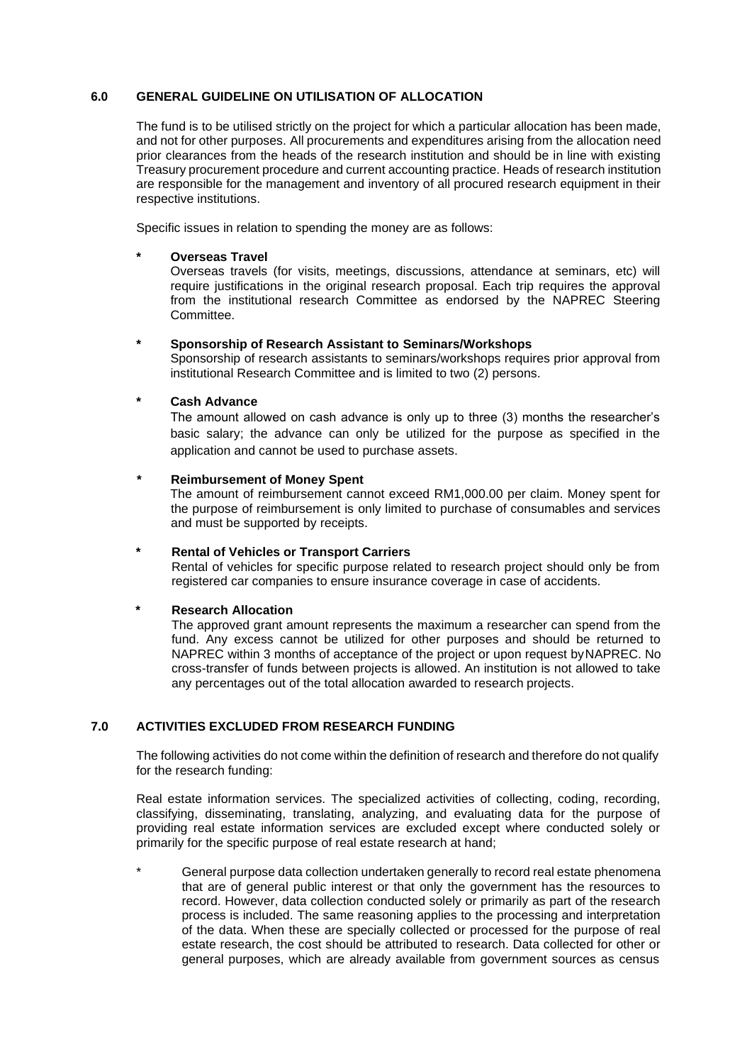## 6.0 GENERAL GUIDELINE ON UTILISATION OF ALLOCATION

The fund is to be utilised strictly on the project for which a particular allocation has been made, and not for other purposes. All procurements and expenditures arising from the allocation need prior clearances from the heads of the research institution and should be in line with existing Treasury procurement procedure and current accounting practice. Heads of research institution are responsible for the management and inventory of all procured research equipment in their respective institutions.

Specific issues in relation to spending the money are as follows:

* **Overseas Travel**
  Overseas travels (for visits, meetings, discussions, attendance at seminars, etc) will require justifications in the original research proposal. Each trip requires the approval from the institutional research Committee as endorsed by the NAPREC Steering Committee.

* **Sponsorship of Research Assistant to Seminars/Workshops**
  Sponsorship of research assistants to seminars/workshops requires prior approval from institutional Research Committee and is limited to two (2) persons.

* **Cash Advance**
  The amount allowed on cash advance is only up to three (3) months the researcher's basic salary; the advance can only be utilized for the purpose as specified in the application and cannot be used to purchase assets.

* **Reimbursement of Money Spent**
  The amount of reimbursement cannot exceed RM1,000.00 per claim. Money spent for the purpose of reimbursement is only limited to purchase of consumables and services and must be supported by receipts.

* **Rental of Vehicles or Transport Carriers**
  Rental of vehicles for specific purpose related to research project should only be from registered car companies to ensure insurance coverage in case of accidents.

* **Research Allocation**
  The approved grant amount represents the maximum a researcher can spend from the fund. Any excess cannot be utilized for other purposes and should be returned to NAPREC within 3 months of acceptance of the project or upon request by NAPREC. No cross-transfer of funds between projects is allowed. An institution is not allowed to take any percentages out of the total allocation awarded to research projects.

## 7.0 ACTIVITIES EXCLUDED FROM RESEARCH FUNDING

The following activities do not come within the definition of research and therefore do not qualify for the research funding:

Real estate information services. The specialized activities of collecting, coding, recording, classifying, disseminating, translating, analyzing, and evaluating data for the purpose of providing real estate information services are excluded except where conducted solely or primarily for the specific purpose of real estate research at hand;

* General purpose data collection undertaken generally to record real estate phenomena that are of general public interest or that only the government has the resources to record. However, data collection conducted solely or primarily as part of the research process is included. The same reasoning applies to the processing and interpretation of the data. When these are specially collected or processed for the purpose of real estate research, the cost should be attributed to research. Data collected for other or general purposes, which are already available from government sources as census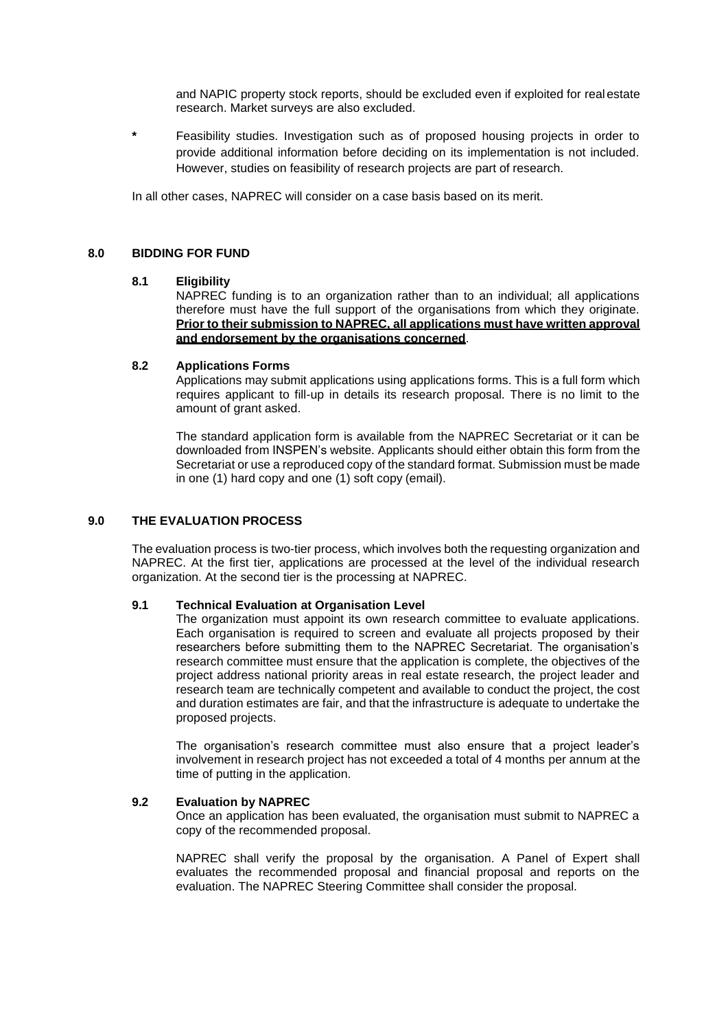and NAPIC property stock reports, should be excluded even if exploited for real estate research. Market surveys are also excluded.

* Feasibility studies. Investigation such as of proposed housing projects in order to provide additional information before deciding on its implementation is not included. However, studies on feasibility of research projects are part of research.

In all other cases, NAPREC will consider on a case basis based on its merit.

## 8.0 BIDDING FOR FUND

### 8.1 Eligibility

NAPREC funding is to an organization rather than to an individual; all applications therefore must have the full support of the organisations from which they originate. **Prior to their submission to NAPREC, all applications must have written approval and endorsement by the organisations concerned**.

### 8.2 Applications Forms

Applications may submit applications using applications forms. This is a full form which requires applicant to fill-up in details its research proposal. There is no limit to the amount of grant asked.

The standard application form is available from the NAPREC Secretariat or it can be downloaded from INSPEN's website. Applicants should either obtain this form from the Secretariat or use a reproduced copy of the standard format. Submission must be made in one (1) hard copy and one (1) soft copy (email).

## 9.0 THE EVALUATION PROCESS

The evaluation process is two-tier process, which involves both the requesting organization and NAPREC. At the first tier, applications are processed at the level of the individual research organization. At the second tier is the processing at NAPREC.

### 9.1 Technical Evaluation at Organisation Level

The organization must appoint its own research committee to evaluate applications. Each organisation is required to screen and evaluate all projects proposed by their researchers before submitting them to the NAPREC Secretariat. The organisation's research committee must ensure that the application is complete, the objectives of the project address national priority areas in real estate research, the project leader and research team are technically competent and available to conduct the project, the cost and duration estimates are fair, and that the infrastructure is adequate to undertake the proposed projects.

The organisation's research committee must also ensure that a project leader's involvement in research project has not exceeded a total of 4 months per annum at the time of putting in the application.

### 9.2 Evaluation by NAPREC

Once an application has been evaluated, the organisation must submit to NAPREC a copy of the recommended proposal.

NAPREC shall verify the proposal by the organisation. A Panel of Expert shall evaluates the recommended proposal and financial proposal and reports on the evaluation. The NAPREC Steering Committee shall consider the proposal.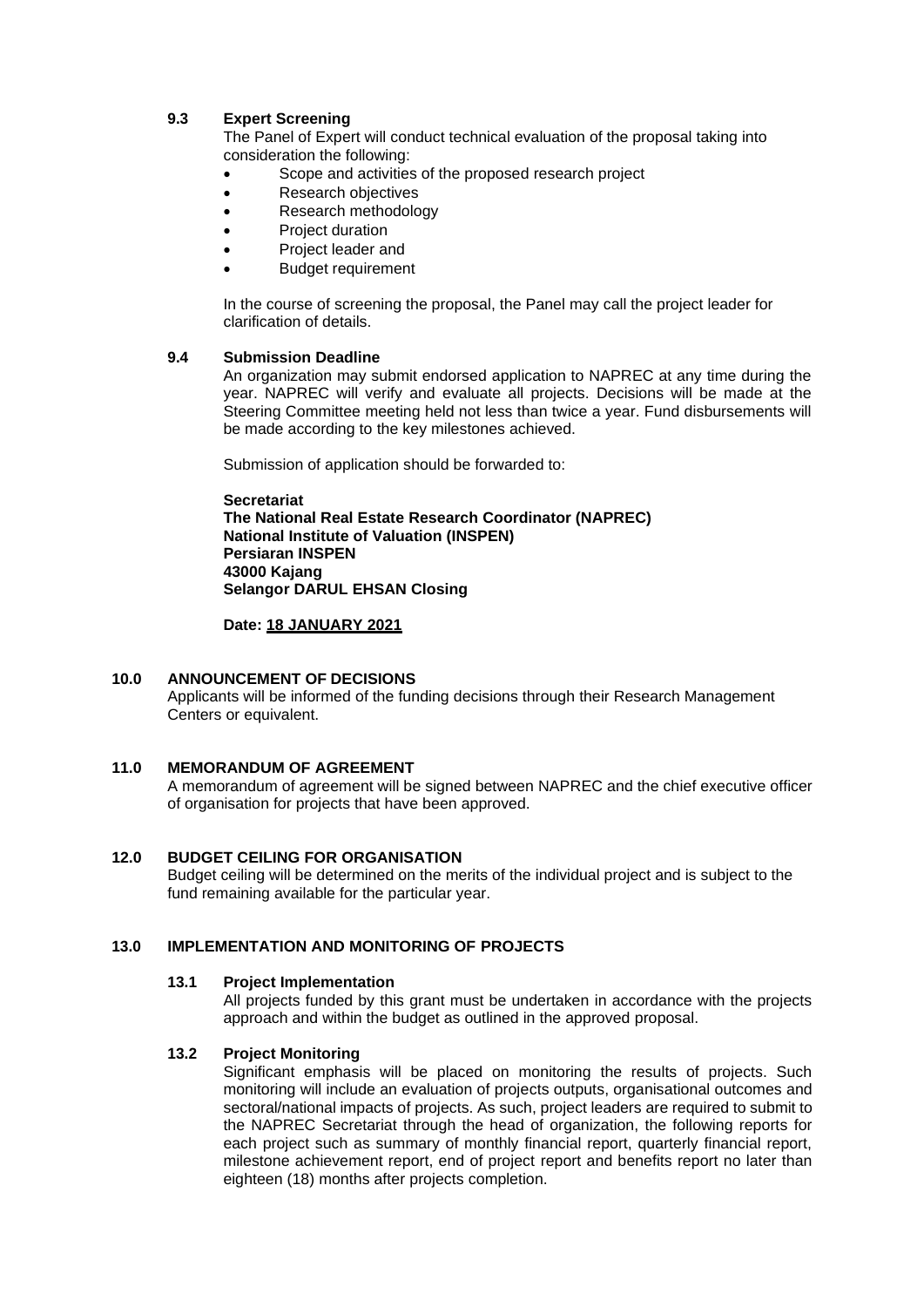### 9.3 Expert Screening

The Panel of Expert will conduct technical evaluation of the proposal taking into consideration the following:

- Scope and activities of the proposed research project
- Research objectives
- Research methodology
- Project duration
- Project leader and
- Budget requirement

In the course of screening the proposal, the Panel may call the project leader for clarification of details.

### 9.4 Submission Deadline

An organization may submit endorsed application to NAPREC at any time during the year. NAPREC will verify and evaluate all projects. Decisions will be made at the Steering Committee meeting held not less than twice a year. Fund disbursements will be made according to the key milestones achieved.

Submission of application should be forwarded to:

**Secretariat**
**The National Real Estate Research Coordinator (NAPREC)**
**National Institute of Valuation (INSPEN)**
**Persiaran INSPEN**
**43000 Kajang**
**Selangor DARUL EHSAN Closing**

**Date: 18 JANUARY 2021**

## 10.0 ANNOUNCEMENT OF DECISIONS

Applicants will be informed of the funding decisions through their Research Management Centers or equivalent.

## 11.0 MEMORANDUM OF AGREEMENT

A memorandum of agreement will be signed between NAPREC and the chief executive officer of organisation for projects that have been approved.

## 12.0 BUDGET CEILING FOR ORGANISATION

Budget ceiling will be determined on the merits of the individual project and is subject to the fund remaining available for the particular year.

## 13.0 IMPLEMENTATION AND MONITORING OF PROJECTS

### 13.1 Project Implementation

All projects funded by this grant must be undertaken in accordance with the projects approach and within the budget as outlined in the approved proposal.

### 13.2 Project Monitoring

Significant emphasis will be placed on monitoring the results of projects. Such monitoring will include an evaluation of projects outputs, organisational outcomes and sectoral/national impacts of projects. As such, project leaders are required to submit to the NAPREC Secretariat through the head of organization, the following reports for each project such as summary of monthly financial report, quarterly financial report, milestone achievement report, end of project report and benefits report no later than eighteen (18) months after projects completion.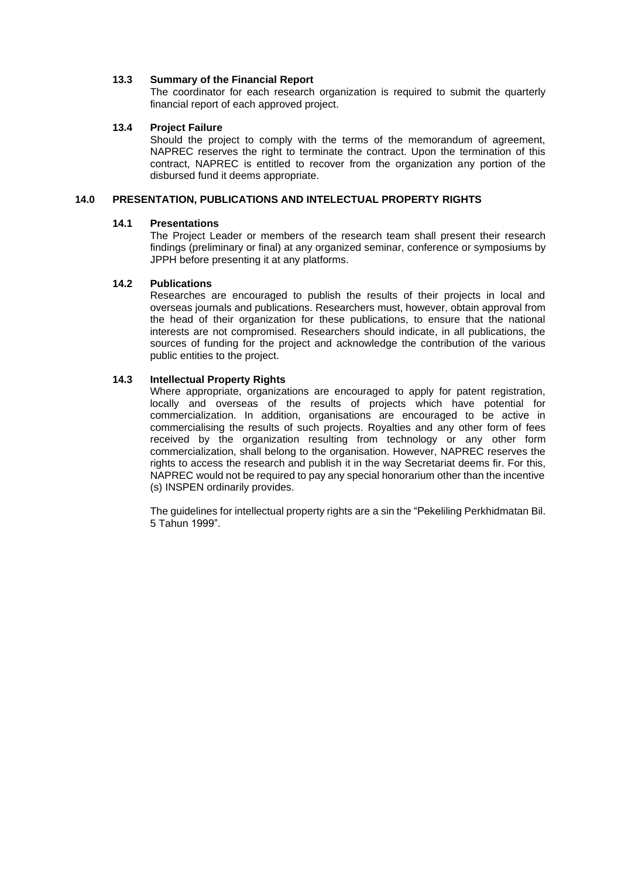### 13.3 Summary of the Financial Report

The coordinator for each research organization is required to submit the quarterly financial report of each approved project.

### 13.4 Project Failure

Should the project to comply with the terms of the memorandum of agreement, NAPREC reserves the right to terminate the contract. Upon the termination of this contract, NAPREC is entitled to recover from the organization any portion of the disbursed fund it deems appropriate.

## 14.0 PRESENTATION, PUBLICATIONS AND INTELECTUAL PROPERTY RIGHTS

### 14.1 Presentations

The Project Leader or members of the research team shall present their research findings (preliminary or final) at any organized seminar, conference or symposiums by JPPH before presenting it at any platforms.

### 14.2 Publications

Researches are encouraged to publish the results of their projects in local and overseas journals and publications. Researchers must, however, obtain approval from the head of their organization for these publications, to ensure that the national interests are not compromised. Researchers should indicate, in all publications, the sources of funding for the project and acknowledge the contribution of the various public entities to the project.

### 14.3 Intellectual Property Rights

Where appropriate, organizations are encouraged to apply for patent registration, locally and overseas of the results of projects which have potential for commercialization. In addition, organisations are encouraged to be active in commercialising the results of such projects. Royalties and any other form of fees received by the organization resulting from technology or any other form commercialization, shall belong to the organisation. However, NAPREC reserves the rights to access the research and publish it in the way Secretariat deems fir. For this, NAPREC would not be required to pay any special honorarium other than the incentive (s) INSPEN ordinarily provides.

The guidelines for intellectual property rights are a sin the "Pekeliling Perkhidmatan Bil. 5 Tahun 1999".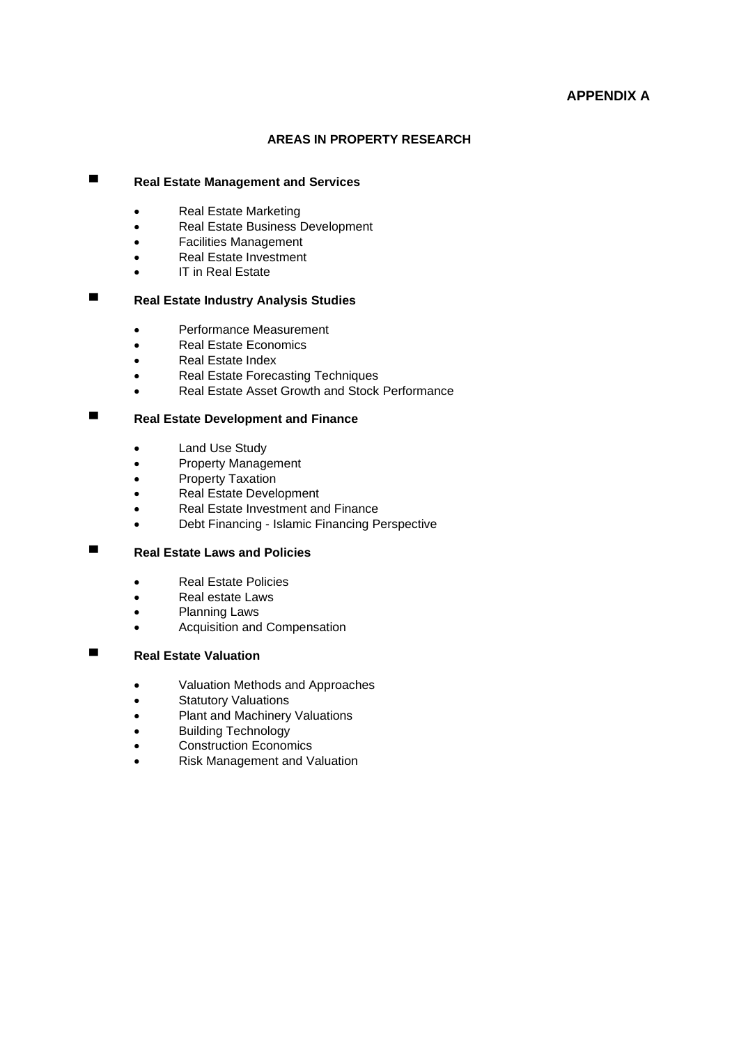**APPENDIX A**

## AREAS IN PROPERTY RESEARCH

- **Real Estate Management and Services**
  - Real Estate Marketing
  - Real Estate Business Development
  - Facilities Management
  - Real Estate Investment
  - IT in Real Estate

- **Real Estate Industry Analysis Studies**
  - Performance Measurement
  - Real Estate Economics
  - Real Estate Index
  - Real Estate Forecasting Techniques
  - Real Estate Asset Growth and Stock Performance

- **Real Estate Development and Finance**
  - Land Use Study
  - Property Management
  - Property Taxation
  - Real Estate Development
  - Real Estate Investment and Finance
  - Debt Financing - Islamic Financing Perspective

- **Real Estate Laws and Policies**
  - Real Estate Policies
  - Real estate Laws
  - Planning Laws
  - Acquisition and Compensation

- **Real Estate Valuation**
  - Valuation Methods and Approaches
  - Statutory Valuations
  - Plant and Machinery Valuations
  - Building Technology
  - Construction Economics
  - Risk Management and Valuation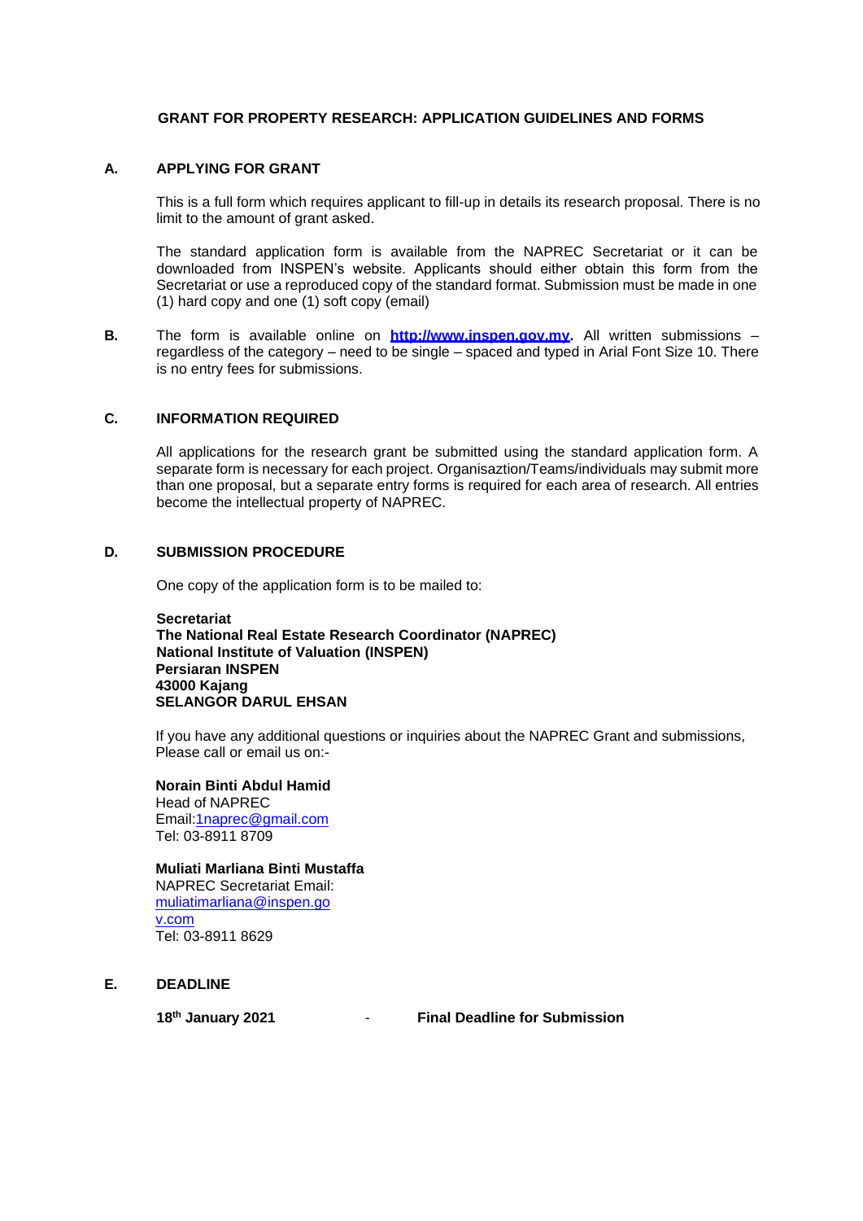**GRANT FOR PROPERTY RESEARCH: APPLICATION GUIDELINES AND FORMS**

## A. APPLYING FOR GRANT

This is a full form which requires applicant to fill-up in details its research proposal. There is no limit to the amount of grant asked.

The standard application form is available from the NAPREC Secretariat or it can be downloaded from INSPEN's website. Applicants should either obtain this form from the Secretariat or use a reproduced copy of the standard format. Submission must be made in one (1) hard copy and one (1) soft copy (email)

**B.** The form is available online on **http://www.inspen.gov.my.** All written submissions – regardless of the category – need to be single – spaced and typed in Arial Font Size 10. There is no entry fees for submissions.

## C. INFORMATION REQUIRED

All applications for the research grant be submitted using the standard application form. A separate form is necessary for each project. Organisaztion/Teams/individuals may submit more than one proposal, but a separate entry forms is required for each area of research. All entries become the intellectual property of NAPREC.

## D. SUBMISSION PROCEDURE

One copy of the application form is to be mailed to:

**Secretariat**
**The National Real Estate Research Coordinator (NAPREC)**
**National Institute of Valuation (INSPEN)**
**Persiaran INSPEN**
**43000 Kajang**
**SELANGOR DARUL EHSAN**

If you have any additional questions or inquiries about the NAPREC Grant and submissions, Please call or email us on:-

**Norain Binti Abdul Hamid**
Head of NAPREC
Email:1naprec@gmail.com
Tel: 03-8911 8709

**Muliati Marliana Binti Mustaffa**
NAPREC Secretariat Email:
muliatimarliana@inspen.gov.com
Tel: 03-8911 8629

## E. DEADLINE

**18th January 2021** - **Final Deadline for Submission**